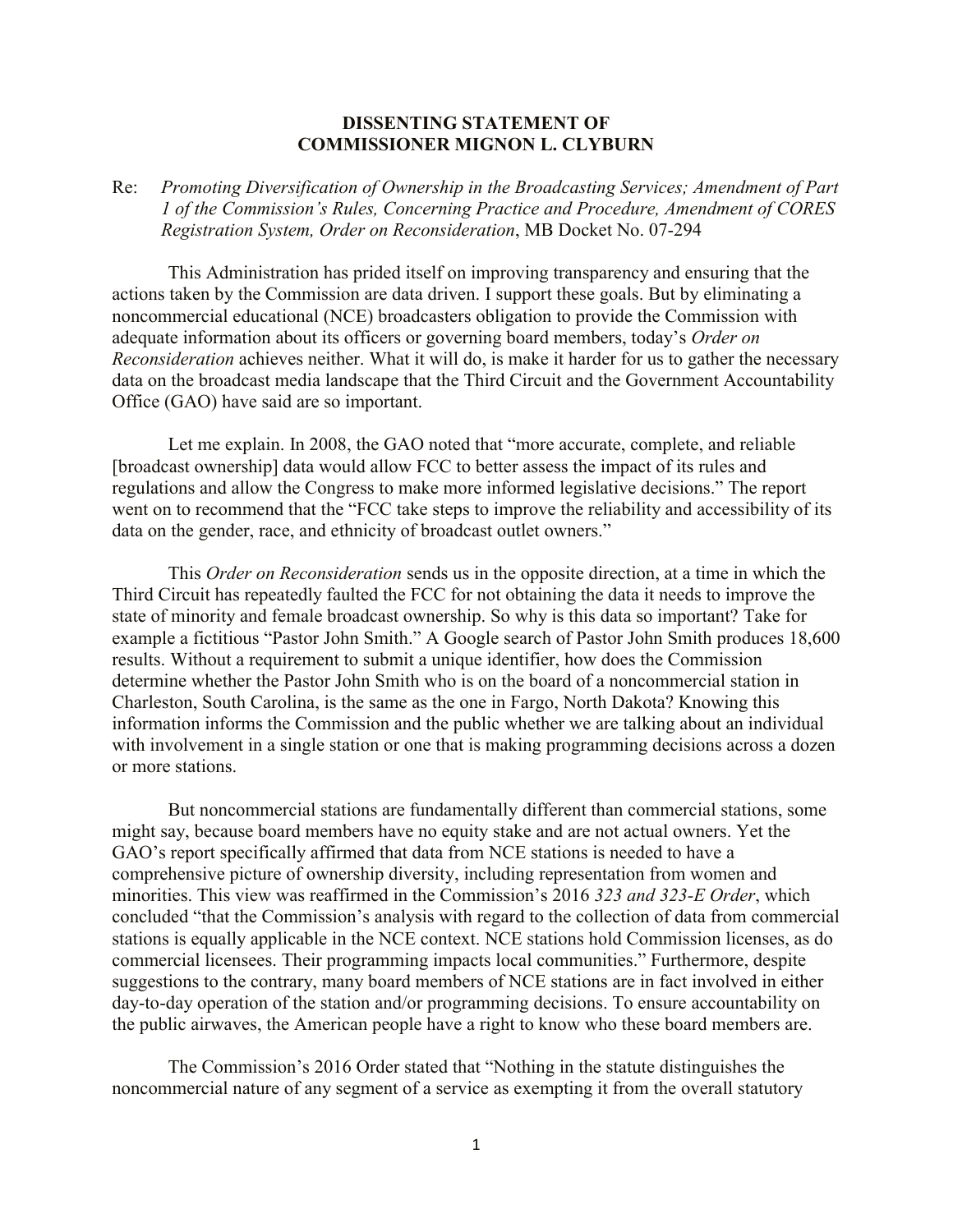**DISSENTING STATEMENT OF**
**COMMISSIONER MIGNON L. CLYBURN**

Re: *Promoting Diversification of Ownership in the Broadcasting Services; Amendment of Part 1 of the Commission's Rules, Concerning Practice and Procedure, Amendment of CORES Registration System, Order on Reconsideration*, MB Docket No. 07-294

This Administration has prided itself on improving transparency and ensuring that the actions taken by the Commission are data driven. I support these goals. But by eliminating a noncommercial educational (NCE) broadcasters obligation to provide the Commission with adequate information about its officers or governing board members, today's *Order on Reconsideration* achieves neither. What it will do, is make it harder for us to gather the necessary data on the broadcast media landscape that the Third Circuit and the Government Accountability Office (GAO) have said are so important.

Let me explain. In 2008, the GAO noted that "more accurate, complete, and reliable [broadcast ownership] data would allow FCC to better assess the impact of its rules and regulations and allow the Congress to make more informed legislative decisions." The report went on to recommend that the "FCC take steps to improve the reliability and accessibility of its data on the gender, race, and ethnicity of broadcast outlet owners."

This *Order on Reconsideration* sends us in the opposite direction, at a time in which the Third Circuit has repeatedly faulted the FCC for not obtaining the data it needs to improve the state of minority and female broadcast ownership. So why is this data so important? Take for example a fictitious "Pastor John Smith." A Google search of Pastor John Smith produces 18,600 results. Without a requirement to submit a unique identifier, how does the Commission determine whether the Pastor John Smith who is on the board of a noncommercial station in Charleston, South Carolina, is the same as the one in Fargo, North Dakota? Knowing this information informs the Commission and the public whether we are talking about an individual with involvement in a single station or one that is making programming decisions across a dozen or more stations.

But noncommercial stations are fundamentally different than commercial stations, some might say, because board members have no equity stake and are not actual owners. Yet the GAO's report specifically affirmed that data from NCE stations is needed to have a comprehensive picture of ownership diversity, including representation from women and minorities. This view was reaffirmed in the Commission's 2016 *323 and 323-E Order*, which concluded "that the Commission's analysis with regard to the collection of data from commercial stations is equally applicable in the NCE context. NCE stations hold Commission licenses, as do commercial licensees. Their programming impacts local communities." Furthermore, despite suggestions to the contrary, many board members of NCE stations are in fact involved in either day-to-day operation of the station and/or programming decisions. To ensure accountability on the public airwaves, the American people have a right to know who these board members are.

The Commission's 2016 Order stated that "Nothing in the statute distinguishes the noncommercial nature of any segment of a service as exempting it from the overall statutory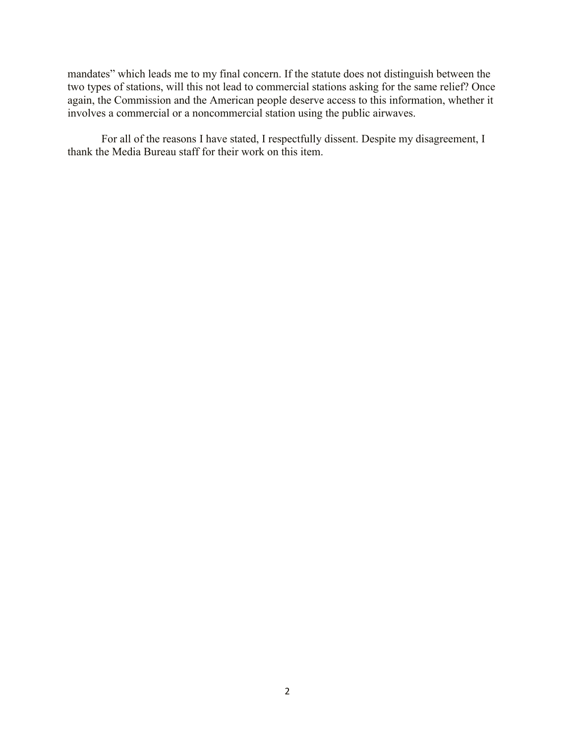mandates" which leads me to my final concern. If the statute does not distinguish between the two types of stations, will this not lead to commercial stations asking for the same relief? Once again, the Commission and the American people deserve access to this information, whether it involves a commercial or a noncommercial station using the public airwaves.

For all of the reasons I have stated, I respectfully dissent. Despite my disagreement, I thank the Media Bureau staff for their work on this item.